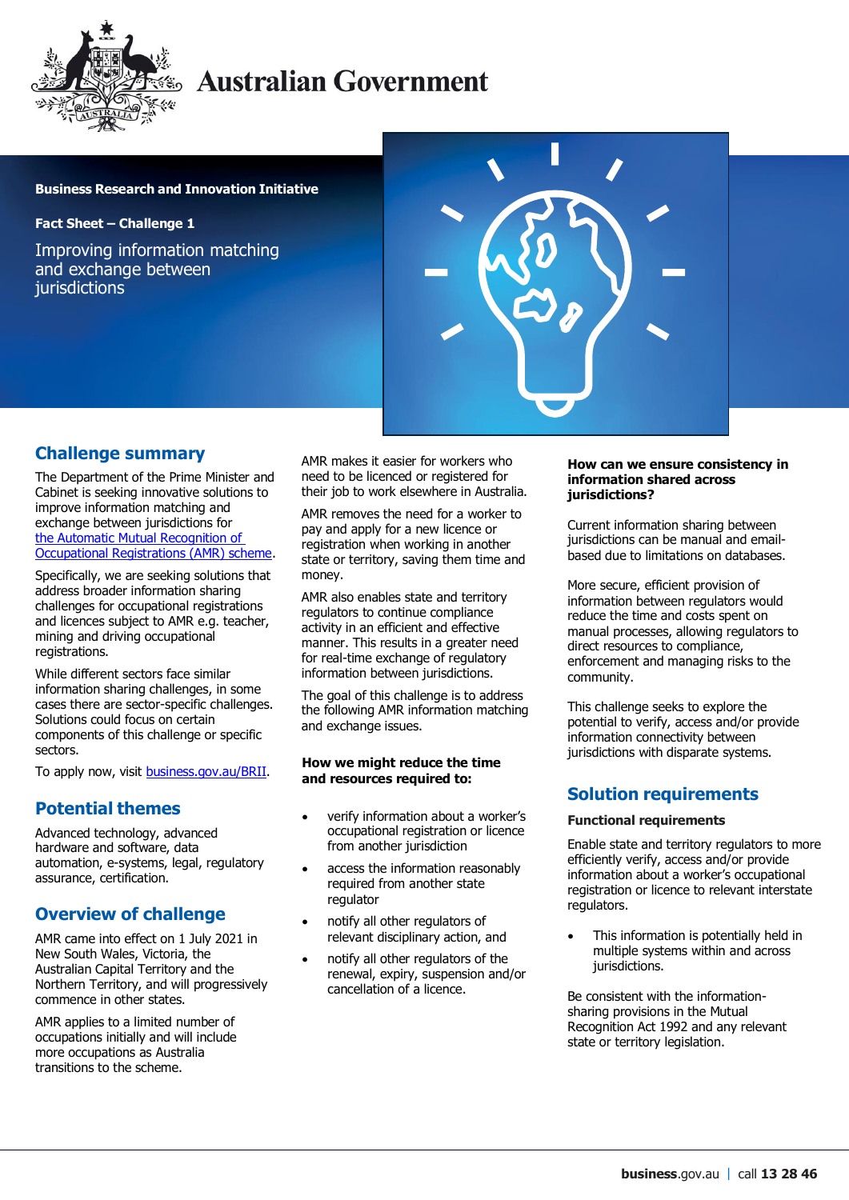Australian Government

Business Research and Innovation Initiative

**Fact Sheet – Challenge 1**

# Improving information matching and exchange between jurisdictions

## Challenge summary

The Department of the Prime Minister and Cabinet is seeking innovative solutions to improve information matching and exchange between jurisdictions for [the Automatic Mutual Recognition of Occupational Registrations (AMR) scheme](#).

Specifically, we are seeking solutions that address broader information sharing challenges for occupational registrations and licences subject to AMR e.g. teacher, mining and driving occupational registrations.

While different sectors face similar information sharing challenges, in some cases there are sector-specific challenges. Solutions could focus on certain components of this challenge or specific sectors.

To apply now, visit [business.gov.au/BRII](#).

## Potential themes

Advanced technology, advanced hardware and software, data automation, e-systems, legal, regulatory assurance, certification.

## Overview of challenge

AMR came into effect on 1 July 2021 in New South Wales, Victoria, the Australian Capital Territory and the Northern Territory, and will progressively commence in other states.

AMR applies to a limited number of occupations initially and will include more occupations as Australia transitions to the scheme.

AMR makes it easier for workers who need to be licenced or registered for their job to work elsewhere in Australia.

AMR removes the need for a worker to pay and apply for a new licence or registration when working in another state or territory, saving them time and money.

AMR also enables state and territory regulators to continue compliance activity in an efficient and effective manner. This results in a greater need for real-time exchange of regulatory information between jurisdictions.

The goal of this challenge is to address the following AMR information matching and exchange issues.

**How we might reduce the time and resources required to:**

- verify information about a worker's occupational registration or licence from another jurisdiction
- access the information reasonably required from another state regulator
- notify all other regulators of relevant disciplinary action, and
- notify all other regulators of the renewal, expiry, suspension and/or cancellation of a licence.

**How can we ensure consistency in information shared across jurisdictions?**

Current information sharing between jurisdictions can be manual and email-based due to limitations on databases.

More secure, efficient provision of information between regulators would reduce the time and costs spent on manual processes, allowing regulators to direct resources to compliance, enforcement and managing risks to the community.

This challenge seeks to explore the potential to verify, access and/or provide information connectivity between jurisdictions with disparate systems.

## Solution requirements

**Functional requirements**

Enable state and territory regulators to more efficiently verify, access and/or provide information about a worker's occupational registration or licence to relevant interstate regulators.

- This information is potentially held in multiple systems within and across jurisdictions.

Be consistent with the information-sharing provisions in the Mutual Recognition Act 1992 and any relevant state or territory legislation.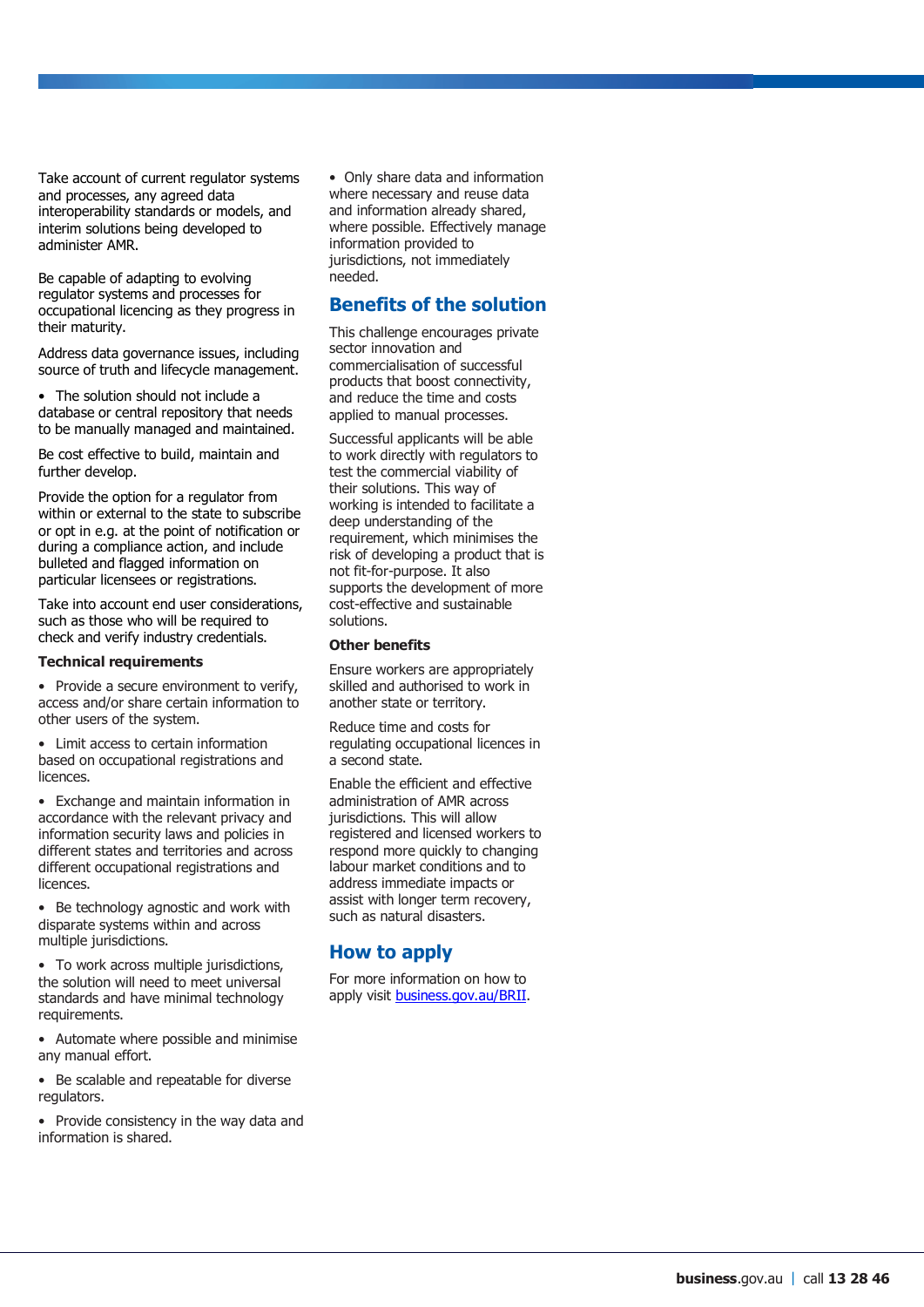Take account of current regulator systems and processes, any agreed data interoperability standards or models, and interim solutions being developed to administer AMR.

Be capable of adapting to evolving regulator systems and processes for occupational licencing as they progress in their maturity.

Address data governance issues, including source of truth and lifecycle management.

- The solution should not include a database or central repository that needs to be manually managed and maintained.

Be cost effective to build, maintain and further develop.

Provide the option for a regulator from within or external to the state to subscribe or opt in e.g. at the point of notification or during a compliance action, and include bulleted and flagged information on particular licensees or registrations.

Take into account end user considerations, such as those who will be required to check and verify industry credentials.

**Technical requirements**

- Provide a secure environment to verify, access and/or share certain information to other users of the system.
- Limit access to certain information based on occupational registrations and licences.
- Exchange and maintain information in accordance with the relevant privacy and information security laws and policies in different states and territories and across different occupational registrations and licences.
- Be technology agnostic and work with disparate systems within and across multiple jurisdictions.
- To work across multiple jurisdictions, the solution will need to meet universal standards and have minimal technology requirements.
- Automate where possible and minimise any manual effort.
- Be scalable and repeatable for diverse regulators.
- Provide consistency in the way data and information is shared.
- Only share data and information where necessary and reuse data and information already shared, where possible. Effectively manage information provided to jurisdictions, not immediately needed.

## Benefits of the solution

This challenge encourages private sector innovation and commercialisation of successful products that boost connectivity, and reduce the time and costs applied to manual processes.

Successful applicants will be able to work directly with regulators to test the commercial viability of their solutions. This way of working is intended to facilitate a deep understanding of the requirement, which minimises the risk of developing a product that is not fit-for-purpose. It also supports the development of more cost-effective and sustainable solutions.

**Other benefits**

Ensure workers are appropriately skilled and authorised to work in another state or territory.

Reduce time and costs for regulating occupational licences in a second state.

Enable the efficient and effective administration of AMR across jurisdictions. This will allow registered and licensed workers to respond more quickly to changing labour market conditions and to address immediate impacts or assist with longer term recovery, such as natural disasters.

## How to apply

For more information on how to apply visit [business.gov.au/BRII](business.gov.au/BRII).